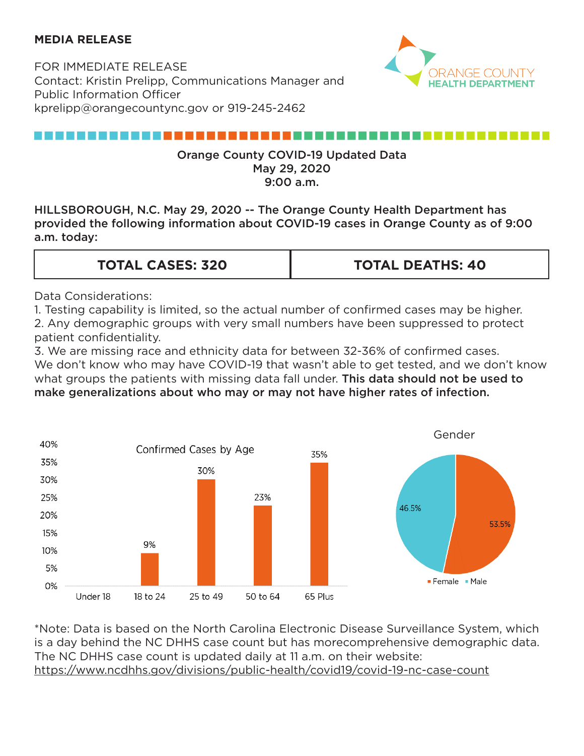**MEDIA RELEASE**

FOR IMMEDIATE RELEASE
Contact: Kristin Prelipp, Communications Manager and Public Information Officer
kprelipp@orangecountync.gov or 919-245-2462

ORANGE COUNTY HEALTH DEPARTMENT

## Orange County COVID-19 Updated Data
## May 29, 2020
## 9:00 a.m.

**HILLSBOROUGH, N.C. May 29, 2020 -- The Orange County Health Department has provided the following information about COVID-19 cases in Orange County as of 9:00 a.m. today:**

| TOTAL CASES: 320 | TOTAL DEATHS: 40 |
|---|---|

Data Considerations:
1. Testing capability is limited, so the actual number of confirmed cases may be higher.
2. Any demographic groups with very small numbers have been suppressed to protect patient confidentiality.
3. We are missing race and ethnicity data for between 32-36% of confirmed cases.

We don't know who may have COVID-19 that wasn't able to get tested, and we don't know what groups the patients with missing data fall under. **This data should not be used to make generalizations about who may or may not have higher rates of infection.**

Confirmed Cases by Age

| Age | Percent |
|---|---|
| Under 18 | |
| 18 to 24 | 9% |
| 25 to 49 | 30% |
| 50 to 64 | 23% |
| 65 Plus | 35% |

Gender

| Gender | Percent |
|---|---|
| Female | 53.5% |
| Male | 46.5% |

*Note: Data is based on the North Carolina Electronic Disease Surveillance System, which is a day behind the NC DHHS case count but has morecomprehensive demographic data. The NC DHHS case count is updated daily at 11 a.m. on their website:
https://www.ncdhhs.gov/divisions/public-health/covid19/covid-19-nc-case-count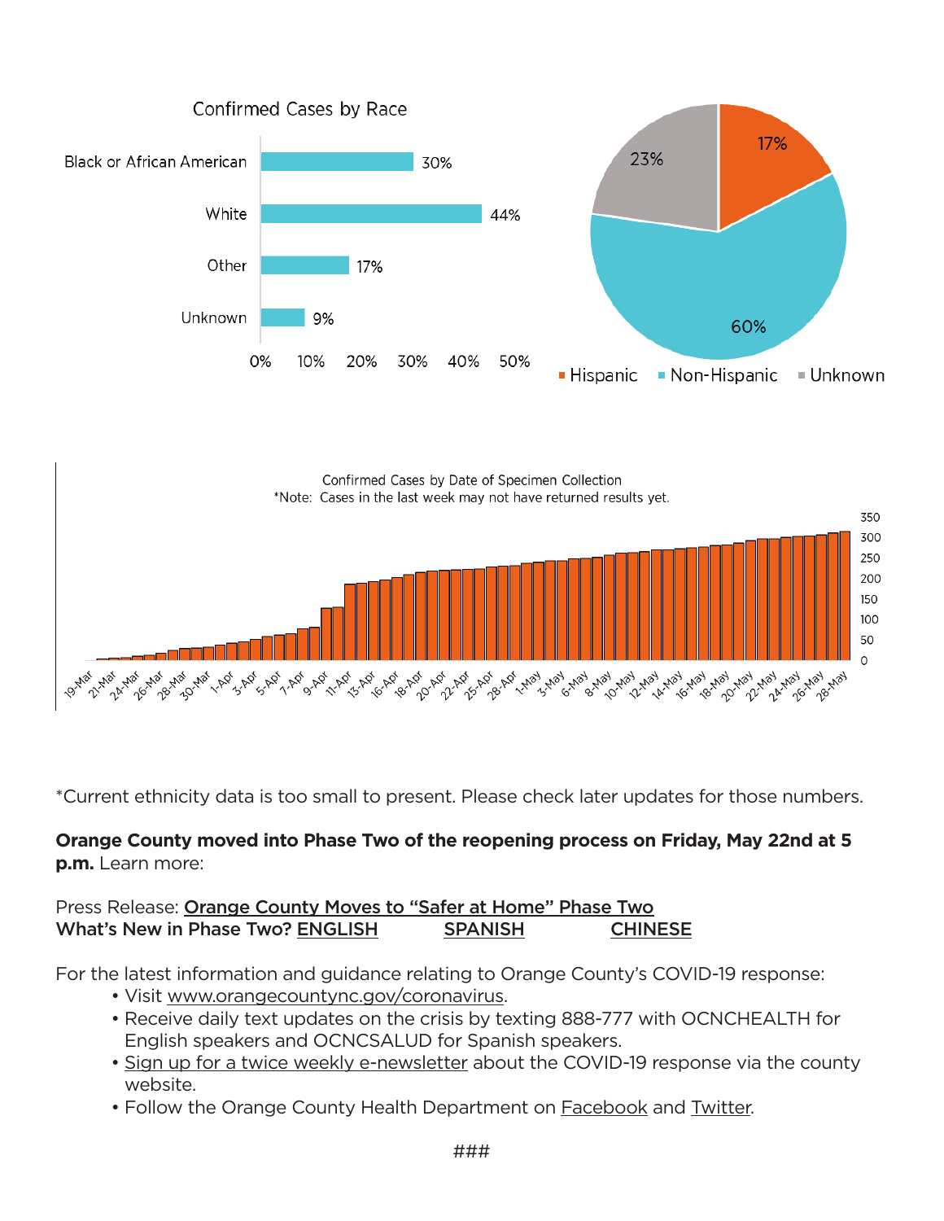Confirmed Cases by Race

Black or African American 30%

White 44%

Other 17%

Unknown 9%

0% 10% 20% 30% 40% 50%

17%

23%

60%

Hispanic Non-Hispanic Unknown

Confirmed Cases by Date of Specimen Collection

*Note: Cases in the last week may not have returned results yet.

350 300 250 200 150 100 50 0

19-Mar 21-Mar 24-Mar 26-Mar 28-Mar 30-Mar 1-Apr 3-Apr 5-Apr 7-Apr 9-Apr 11-Apr 13-Apr 16-Apr 18-Apr 20-Apr 22-Apr 25-Apr 28-Apr 1-May 3-May 6-May 8-May 10-May 12-May 14-May 16-May 18-May 20-May 22-May 24-May 26-May 28-May

*Current ethnicity data is too small to present. Please check later updates for those numbers.

**Orange County moved into Phase Two of the reopening process on Friday, May 22nd at 5 p.m.** Learn more:

Press Release: Orange County Moves to "Safer at Home" Phase Two
**What's New in Phase Two?** ENGLISH SPANISH CHINESE

For the latest information and guidance relating to Orange County's COVID-19 response:

- Visit www.orangecountync.gov/coronavirus.
- Receive daily text updates on the crisis by texting 888-777 with OCNCHEALTH for English speakers and OCNCSALUD for Spanish speakers.
- Sign up for a twice weekly e-newsletter about the COVID-19 response via the county website.
- Follow the Orange County Health Department on Facebook and Twitter.

###